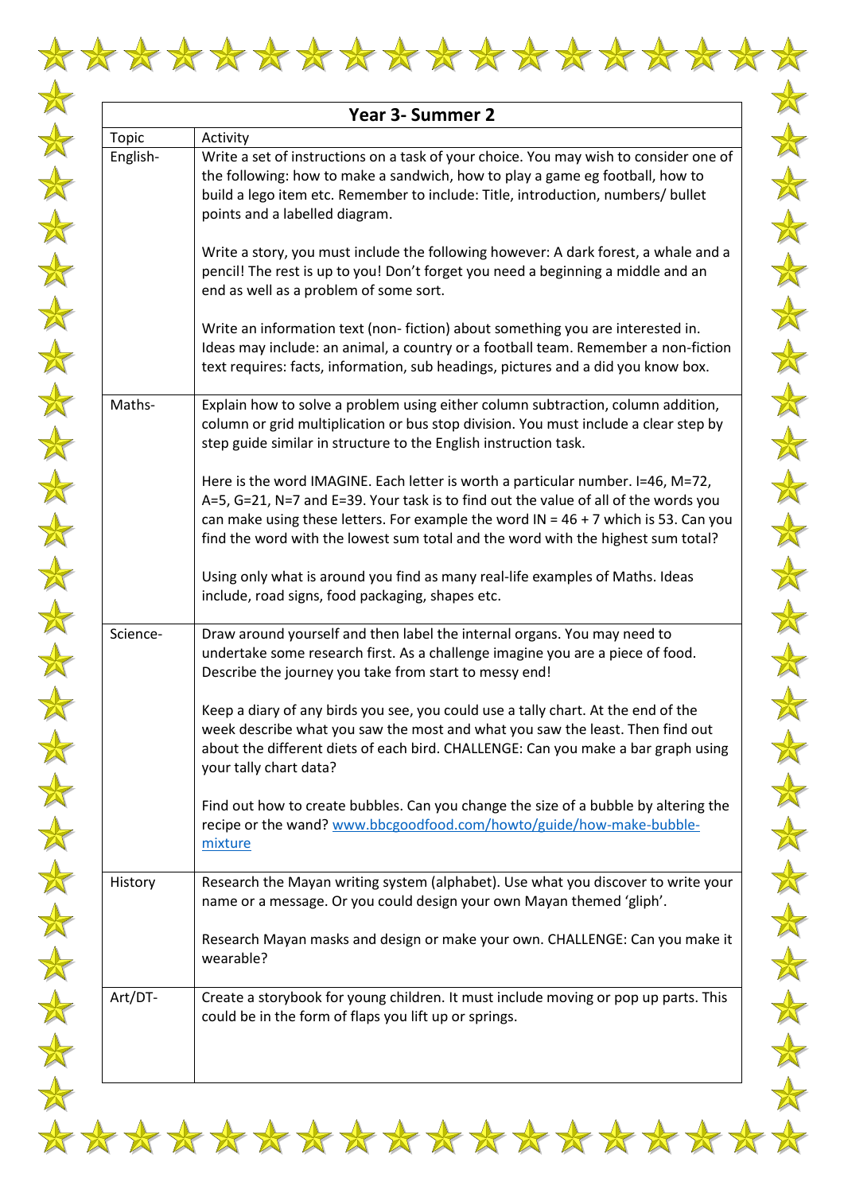| Year 3- Summer 2 | |
|---|---|
| Topic | Activity |
| English- | Write a set of instructions on a task of your choice. You may wish to consider one of the following: how to make a sandwich, how to play a game eg football, how to build a lego item etc. Remember to include: Title, introduction, numbers/ bullet points and a labelled diagram.<br><br>Write a story, you must include the following however: A dark forest, a whale and a pencil! The rest is up to you! Don't forget you need a beginning a middle and an end as well as a problem of some sort.<br><br>Write an information text (non- fiction) about something you are interested in. Ideas may include: an animal, a country or a football team. Remember a non-fiction text requires: facts, information, sub headings, pictures and a did you know box. |
| Maths- | Explain how to solve a problem using either column subtraction, column addition, column or grid multiplication or bus stop division. You must include a clear step by step guide similar in structure to the English instruction task.<br><br>Here is the word IMAGINE. Each letter is worth a particular number. I=46, M=72, A=5, G=21, N=7 and E=39. Your task is to find out the value of all of the words you can make using these letters. For example the word IN = 46 + 7 which is 53. Can you find the word with the lowest sum total and the word with the highest sum total?<br><br>Using only what is around you find as many real-life examples of Maths. Ideas include, road signs, food packaging, shapes etc. |
| Science- | Draw around yourself and then label the internal organs. You may need to undertake some research first. As a challenge imagine you are a piece of food. Describe the journey you take from start to messy end!<br><br>Keep a diary of any birds you see, you could use a tally chart. At the end of the week describe what you saw the most and what you saw the least. Then find out about the different diets of each bird. CHALLENGE: Can you make a bar graph using your tally chart data?<br><br>Find out how to create bubbles. Can you change the size of a bubble by altering the recipe or the wand? [www.bbcgoodfood.com/howto/guide/how-make-bubble-mixture](www.bbcgoodfood.com/howto/guide/how-make-bubble-mixture) |
| History | Research the Mayan writing system (alphabet). Use what you discover to write your name or a message. Or you could design your own Mayan themed 'gliph'.<br><br>Research Mayan masks and design or make your own. CHALLENGE: Can you make it wearable? |
| Art/DT- | Create a storybook for young children. It must include moving or pop up parts. This could be in the form of flaps you lift up or springs. |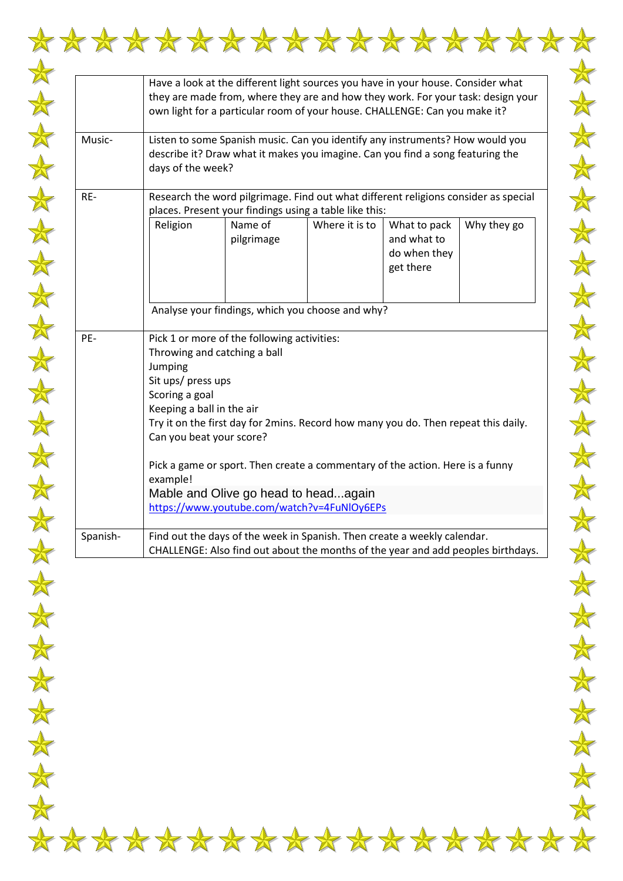| | |
|---|---|
| | Have a look at the different light sources you have in your house. Consider what they are made from, where they are and how they work. For your task: design your own light for a particular room of your house. CHALLENGE: Can you make it? |
| Music- | Listen to some Spanish music. Can you identify any instruments? How would you describe it? Draw what it makes you imagine. Can you find a song featuring the days of the week? |
| RE- | Research the word pilgrimage. Find out what different religions consider as special places. Present your findings using a table like this:<br><br>Religion \| Name of pilgrimage \| Where it is to \| What to pack and what to do when they get there \| Why they go<br><br>Analyse your findings, which you choose and why? |
| PE- | Pick 1 or more of the following activities:<br>Throwing and catching a ball<br>Jumping<br>Sit ups/ press ups<br>Scoring a goal<br>Keeping a ball in the air<br>Try it on the first day for 2mins. Record how many you do. Then repeat this daily. Can you beat your score?<br><br>Pick a game or sport. Then create a commentary of the action. Here is a funny example!<br>Mable and Olive go head to head...again<br>https://www.youtube.com/watch?v=4FuNlOy6EPs |
| Spanish- | Find out the days of the week in Spanish. Then create a weekly calendar. CHALLENGE: Also find out about the months of the year and add peoples birthdays. |